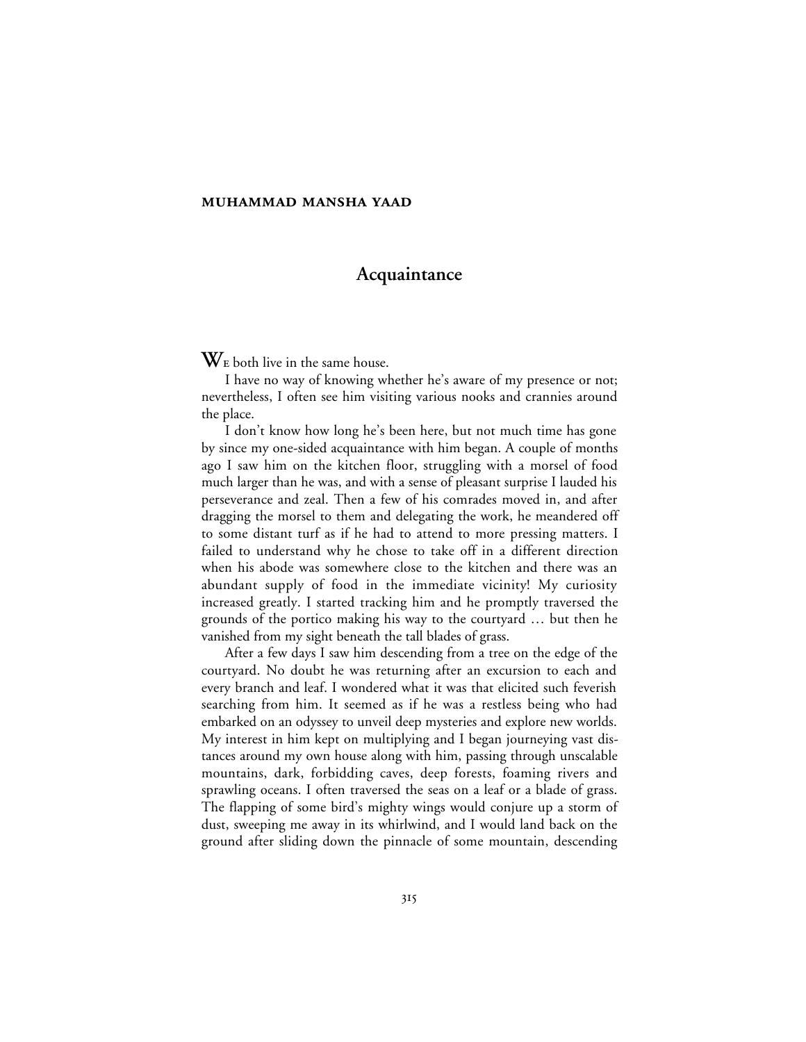**MUHAMMAD MANSHA YAAD**

# Acquaintance

WE both live in the same house.

I have no way of knowing whether he's aware of my presence or not; nevertheless, I often see him visiting various nooks and crannies around the place.

I don't know how long he's been here, but not much time has gone by since my one-sided acquaintance with him began. A couple of months ago I saw him on the kitchen floor, struggling with a morsel of food much larger than he was, and with a sense of pleasant surprise I lauded his perseverance and zeal. Then a few of his comrades moved in, and after dragging the morsel to them and delegating the work, he meandered off to some distant turf as if he had to attend to more pressing matters. I failed to understand why he chose to take off in a different direction when his abode was somewhere close to the kitchen and there was an abundant supply of food in the immediate vicinity! My curiosity increased greatly. I started tracking him and he promptly traversed the grounds of the portico making his way to the courtyard … but then he vanished from my sight beneath the tall blades of grass.

After a few days I saw him descending from a tree on the edge of the courtyard. No doubt he was returning after an excursion to each and every branch and leaf. I wondered what it was that elicited such feverish searching from him. It seemed as if he was a restless being who had embarked on an odyssey to unveil deep mysteries and explore new worlds. My interest in him kept on multiplying and I began journeying vast distances around my own house along with him, passing through unscalable mountains, dark, forbidding caves, deep forests, foaming rivers and sprawling oceans. I often traversed the seas on a leaf or a blade of grass. The flapping of some bird's mighty wings would conjure up a storm of dust, sweeping me away in its whirlwind, and I would land back on the ground after sliding down the pinnacle of some mountain, descending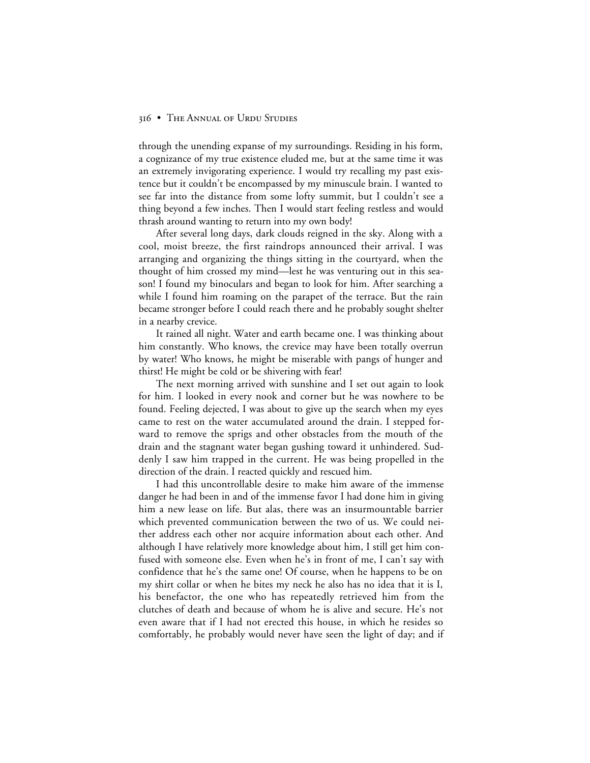through the unending expanse of my surroundings. Residing in his form, a cognizance of my true existence eluded me, but at the same time it was an extremely invigorating experience. I would try recalling my past existence but it couldn't be encompassed by my minuscule brain. I wanted to see far into the distance from some lofty summit, but I couldn't see a thing beyond a few inches. Then I would start feeling restless and would thrash around wanting to return into my own body!

After several long days, dark clouds reigned in the sky. Along with a cool, moist breeze, the first raindrops announced their arrival. I was arranging and organizing the things sitting in the courtyard, when the thought of him crossed my mind—lest he was venturing out in this season! I found my binoculars and began to look for him. After searching a while I found him roaming on the parapet of the terrace. But the rain became stronger before I could reach there and he probably sought shelter in a nearby crevice.

It rained all night. Water and earth became one. I was thinking about him constantly. Who knows, the crevice may have been totally overrun by water! Who knows, he might be miserable with pangs of hunger and thirst! He might be cold or be shivering with fear!

The next morning arrived with sunshine and I set out again to look for him. I looked in every nook and corner but he was nowhere to be found. Feeling dejected, I was about to give up the search when my eyes came to rest on the water accumulated around the drain. I stepped forward to remove the sprigs and other obstacles from the mouth of the drain and the stagnant water began gushing toward it unhindered. Suddenly I saw him trapped in the current. He was being propelled in the direction of the drain. I reacted quickly and rescued him.

I had this uncontrollable desire to make him aware of the immense danger he had been in and of the immense favor I had done him in giving him a new lease on life. But alas, there was an insurmountable barrier which prevented communication between the two of us. We could neither address each other nor acquire information about each other. And although I have relatively more knowledge about him, I still get him confused with someone else. Even when he's in front of me, I can't say with confidence that he's the same one! Of course, when he happens to be on my shirt collar or when he bites my neck he also has no idea that it is I, his benefactor, the one who has repeatedly retrieved him from the clutches of death and because of whom he is alive and secure. He's not even aware that if I had not erected this house, in which he resides so comfortably, he probably would never have seen the light of day; and if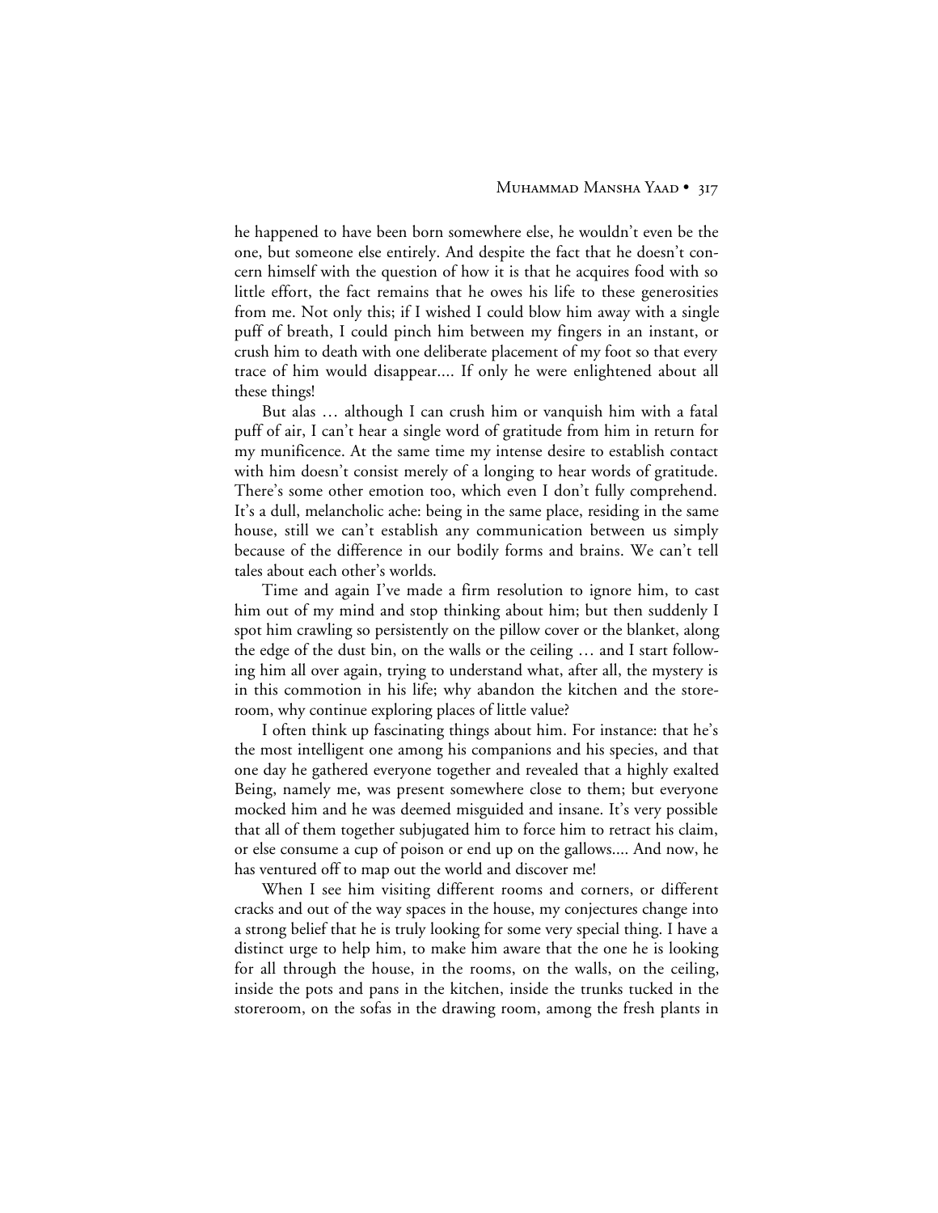he happened to have been born somewhere else, he wouldn't even be the one, but someone else entirely. And despite the fact that he doesn't concern himself with the question of how it is that he acquires food with so little effort, the fact remains that he owes his life to these generosities from me. Not only this; if I wished I could blow him away with a single puff of breath, I could pinch him between my fingers in an instant, or crush him to death with one deliberate placement of my foot so that every trace of him would disappear.... If only he were enlightened about all these things!

But alas … although I can crush him or vanquish him with a fatal puff of air, I can't hear a single word of gratitude from him in return for my munificence. At the same time my intense desire to establish contact with him doesn't consist merely of a longing to hear words of gratitude. There's some other emotion too, which even I don't fully comprehend. It's a dull, melancholic ache: being in the same place, residing in the same house, still we can't establish any communication between us simply because of the difference in our bodily forms and brains. We can't tell tales about each other's worlds.

Time and again I've made a firm resolution to ignore him, to cast him out of my mind and stop thinking about him; but then suddenly I spot him crawling so persistently on the pillow cover or the blanket, along the edge of the dust bin, on the walls or the ceiling … and I start following him all over again, trying to understand what, after all, the mystery is in this commotion in his life; why abandon the kitchen and the storeroom, why continue exploring places of little value?

I often think up fascinating things about him. For instance: that he's the most intelligent one among his companions and his species, and that one day he gathered everyone together and revealed that a highly exalted Being, namely me, was present somewhere close to them; but everyone mocked him and he was deemed misguided and insane. It's very possible that all of them together subjugated him to force him to retract his claim, or else consume a cup of poison or end up on the gallows.... And now, he has ventured off to map out the world and discover me!

When I see him visiting different rooms and corners, or different cracks and out of the way spaces in the house, my conjectures change into a strong belief that he is truly looking for some very special thing. I have a distinct urge to help him, to make him aware that the one he is looking for all through the house, in the rooms, on the walls, on the ceiling, inside the pots and pans in the kitchen, inside the trunks tucked in the storeroom, on the sofas in the drawing room, among the fresh plants in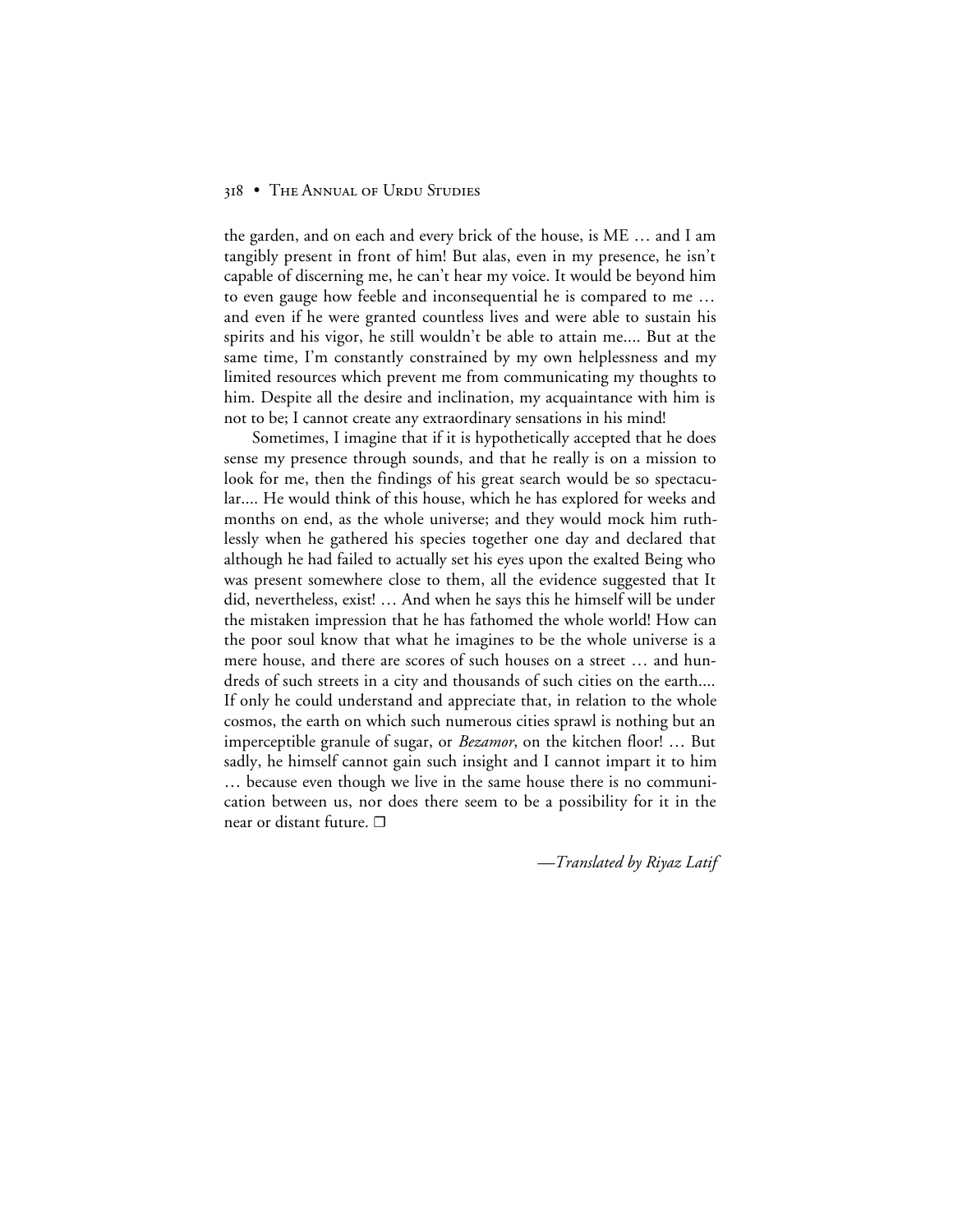the garden, and on each and every brick of the house, is ME … and I am tangibly present in front of him! But alas, even in my presence, he isn't capable of discerning me, he can't hear my voice. It would be beyond him to even gauge how feeble and inconsequential he is compared to me … and even if he were granted countless lives and were able to sustain his spirits and his vigor, he still wouldn't be able to attain me.... But at the same time, I'm constantly constrained by my own helplessness and my limited resources which prevent me from communicating my thoughts to him. Despite all the desire and inclination, my acquaintance with him is not to be; I cannot create any extraordinary sensations in his mind!

Sometimes, I imagine that if it is hypothetically accepted that he does sense my presence through sounds, and that he really is on a mission to look for me, then the findings of his great search would be so spectacular.... He would think of this house, which he has explored for weeks and months on end, as the whole universe; and they would mock him ruthlessly when he gathered his species together one day and declared that although he had failed to actually set his eyes upon the exalted Being who was present somewhere close to them, all the evidence suggested that It did, nevertheless, exist! … And when he says this he himself will be under the mistaken impression that he has fathomed the whole world! How can the poor soul know that what he imagines to be the whole universe is a mere house, and there are scores of such houses on a street … and hundreds of such streets in a city and thousands of such cities on the earth.... If only he could understand and appreciate that, in relation to the whole cosmos, the earth on which such numerous cities sprawl is nothing but an imperceptible granule of sugar, or *Bezamor*, on the kitchen floor! … But sadly, he himself cannot gain such insight and I cannot impart it to him … because even though we live in the same house there is no communication between us, nor does there seem to be a possibility for it in the near or distant future. ❐

*—Translated by Riyaz Latif*